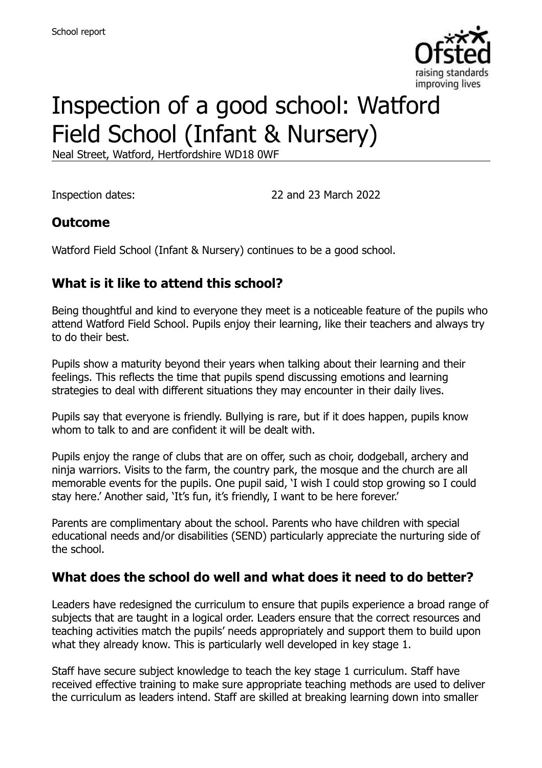# Inspection of a good school: Watford Field School (Infant & Nursery)

Neal Street, Watford, Hertfordshire WD18 0WF

Inspection dates: 22 and 23 March 2022

## Outcome

Watford Field School (Infant & Nursery) continues to be a good school.

## What is it like to attend this school?

Being thoughtful and kind to everyone they meet is a noticeable feature of the pupils who attend Watford Field School. Pupils enjoy their learning, like their teachers and always try to do their best.

Pupils show a maturity beyond their years when talking about their learning and their feelings. This reflects the time that pupils spend discussing emotions and learning strategies to deal with different situations they may encounter in their daily lives.

Pupils say that everyone is friendly. Bullying is rare, but if it does happen, pupils know whom to talk to and are confident it will be dealt with.

Pupils enjoy the range of clubs that are on offer, such as choir, dodgeball, archery and ninja warriors. Visits to the farm, the country park, the mosque and the church are all memorable events for the pupils. One pupil said, 'I wish I could stop growing so I could stay here.' Another said, 'It's fun, it's friendly, I want to be here forever.'

Parents are complimentary about the school. Parents who have children with special educational needs and/or disabilities (SEND) particularly appreciate the nurturing side of the school.

## What does the school do well and what does it need to do better?

Leaders have redesigned the curriculum to ensure that pupils experience a broad range of subjects that are taught in a logical order. Leaders ensure that the correct resources and teaching activities match the pupils' needs appropriately and support them to build upon what they already know. This is particularly well developed in key stage 1.

Staff have secure subject knowledge to teach the key stage 1 curriculum. Staff have received effective training to make sure appropriate teaching methods are used to deliver the curriculum as leaders intend. Staff are skilled at breaking learning down into smaller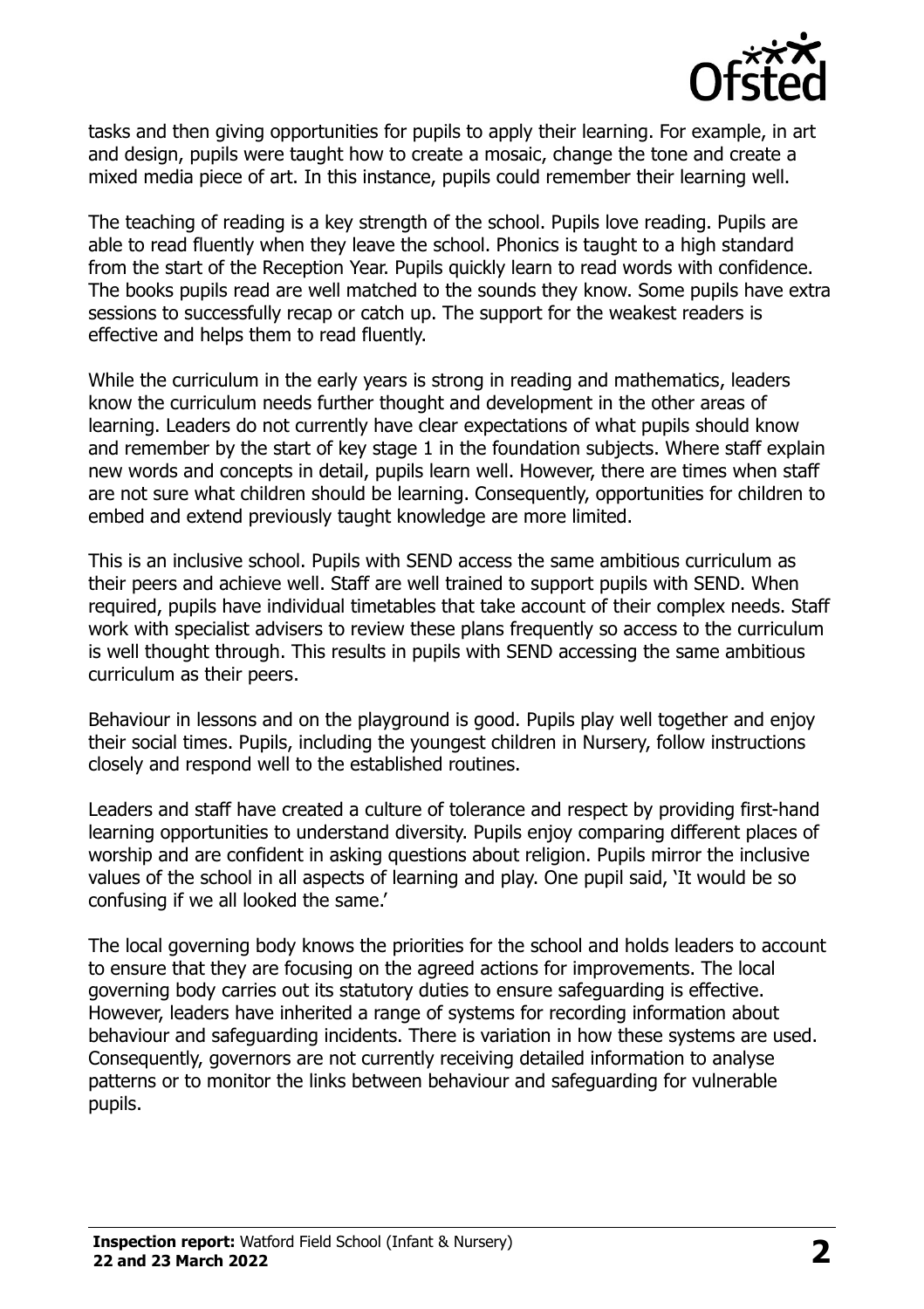tasks and then giving opportunities for pupils to apply their learning. For example, in art and design, pupils were taught how to create a mosaic, change the tone and create a mixed media piece of art. In this instance, pupils could remember their learning well.

The teaching of reading is a key strength of the school. Pupils love reading. Pupils are able to read fluently when they leave the school. Phonics is taught to a high standard from the start of the Reception Year. Pupils quickly learn to read words with confidence. The books pupils read are well matched to the sounds they know. Some pupils have extra sessions to successfully recap or catch up. The support for the weakest readers is effective and helps them to read fluently.

While the curriculum in the early years is strong in reading and mathematics, leaders know the curriculum needs further thought and development in the other areas of learning. Leaders do not currently have clear expectations of what pupils should know and remember by the start of key stage 1 in the foundation subjects. Where staff explain new words and concepts in detail, pupils learn well. However, there are times when staff are not sure what children should be learning. Consequently, opportunities for children to embed and extend previously taught knowledge are more limited.

This is an inclusive school. Pupils with SEND access the same ambitious curriculum as their peers and achieve well. Staff are well trained to support pupils with SEND. When required, pupils have individual timetables that take account of their complex needs. Staff work with specialist advisers to review these plans frequently so access to the curriculum is well thought through. This results in pupils with SEND accessing the same ambitious curriculum as their peers.

Behaviour in lessons and on the playground is good. Pupils play well together and enjoy their social times. Pupils, including the youngest children in Nursery, follow instructions closely and respond well to the established routines.

Leaders and staff have created a culture of tolerance and respect by providing first-hand learning opportunities to understand diversity. Pupils enjoy comparing different places of worship and are confident in asking questions about religion. Pupils mirror the inclusive values of the school in all aspects of learning and play. One pupil said, 'It would be so confusing if we all looked the same.'

The local governing body knows the priorities for the school and holds leaders to account to ensure that they are focusing on the agreed actions for improvements. The local governing body carries out its statutory duties to ensure safeguarding is effective. However, leaders have inherited a range of systems for recording information about behaviour and safeguarding incidents. There is variation in how these systems are used. Consequently, governors are not currently receiving detailed information to analyse patterns or to monitor the links between behaviour and safeguarding for vulnerable pupils.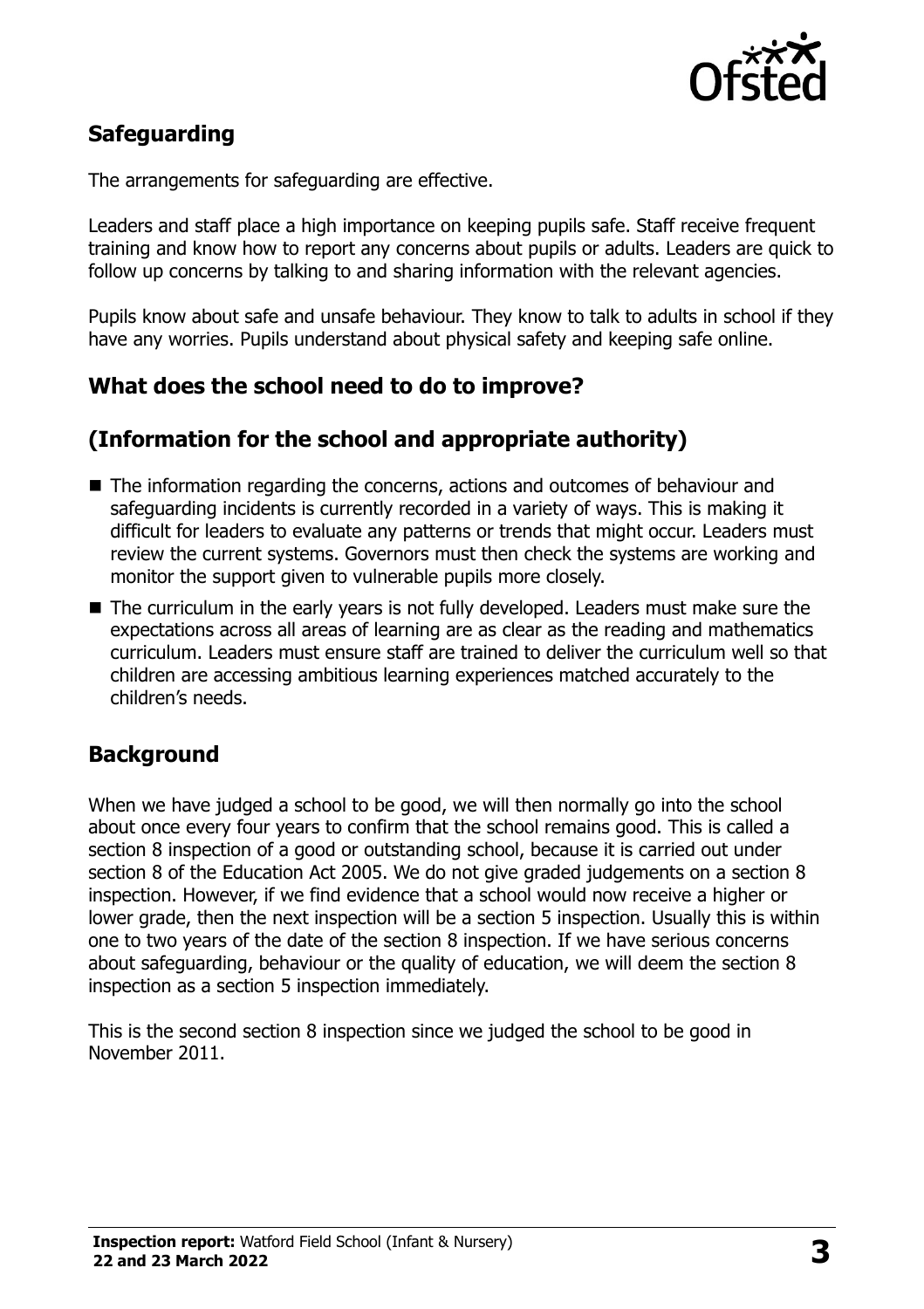## Safeguarding

The arrangements for safeguarding are effective.

Leaders and staff place a high importance on keeping pupils safe. Staff receive frequent training and know how to report any concerns about pupils or adults. Leaders are quick to follow up concerns by talking to and sharing information with the relevant agencies.

Pupils know about safe and unsafe behaviour. They know to talk to adults in school if they have any worries. Pupils understand about physical safety and keeping safe online.

## What does the school need to do to improve?

## (Information for the school and appropriate authority)

- The information regarding the concerns, actions and outcomes of behaviour and safeguarding incidents is currently recorded in a variety of ways. This is making it difficult for leaders to evaluate any patterns or trends that might occur. Leaders must review the current systems. Governors must then check the systems are working and monitor the support given to vulnerable pupils more closely.
- The curriculum in the early years is not fully developed. Leaders must make sure the expectations across all areas of learning are as clear as the reading and mathematics curriculum. Leaders must ensure staff are trained to deliver the curriculum well so that children are accessing ambitious learning experiences matched accurately to the children's needs.

## Background

When we have judged a school to be good, we will then normally go into the school about once every four years to confirm that the school remains good. This is called a section 8 inspection of a good or outstanding school, because it is carried out under section 8 of the Education Act 2005. We do not give graded judgements on a section 8 inspection. However, if we find evidence that a school would now receive a higher or lower grade, then the next inspection will be a section 5 inspection. Usually this is within one to two years of the date of the section 8 inspection. If we have serious concerns about safeguarding, behaviour or the quality of education, we will deem the section 8 inspection as a section 5 inspection immediately.

This is the second section 8 inspection since we judged the school to be good in November 2011.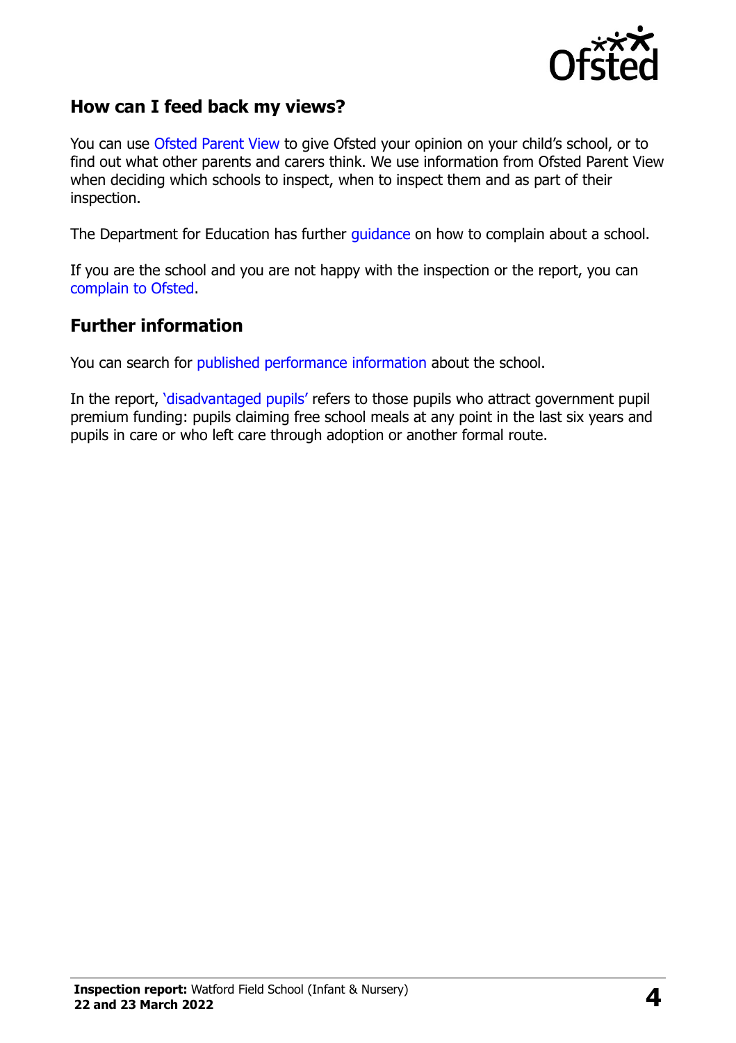## How can I feed back my views?

You can use Ofsted Parent View to give Ofsted your opinion on your child's school, or to find out what other parents and carers think. We use information from Ofsted Parent View when deciding which schools to inspect, when to inspect them and as part of their inspection.

The Department for Education has further guidance on how to complain about a school.

If you are the school and you are not happy with the inspection or the report, you can complain to Ofsted.

## Further information

You can search for published performance information about the school.

In the report, 'disadvantaged pupils' refers to those pupils who attract government pupil premium funding: pupils claiming free school meals at any point in the last six years and pupils in care or who left care through adoption or another formal route.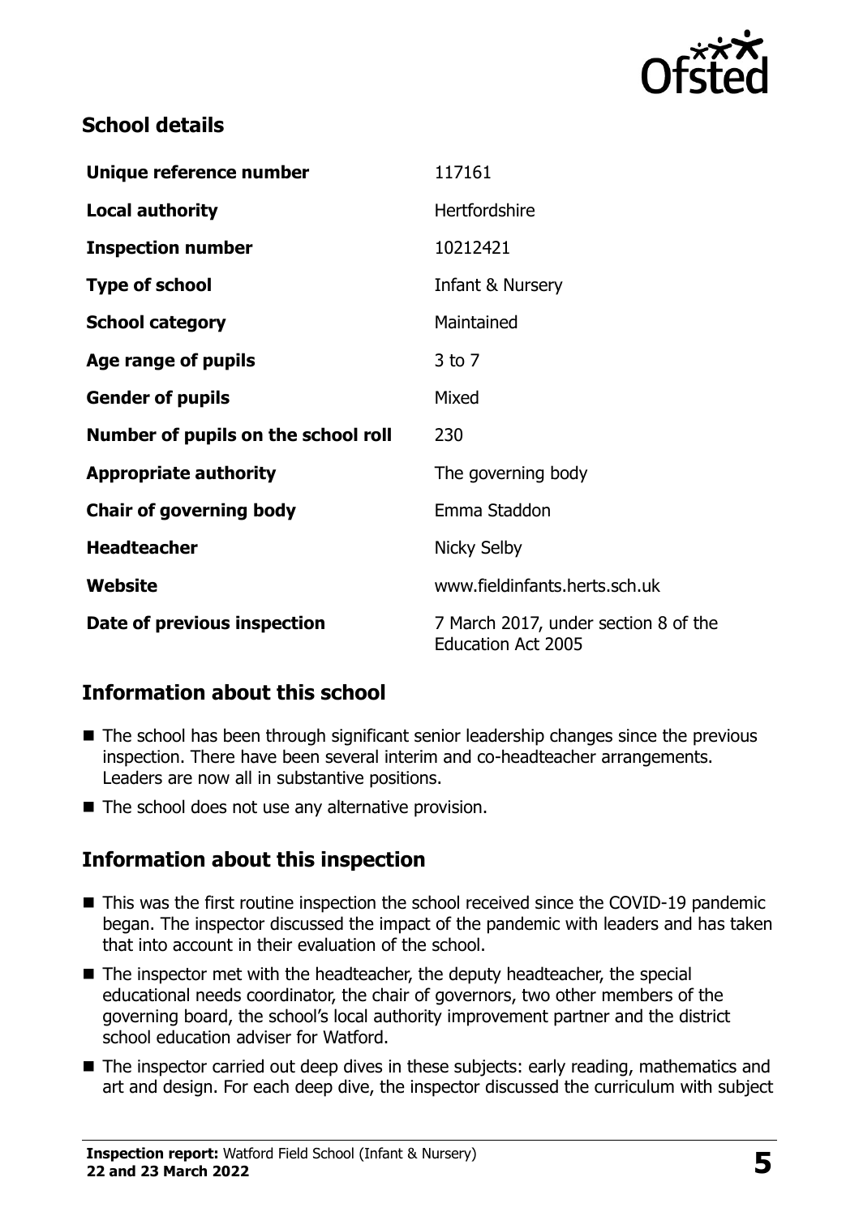## School details

| | |
|---|---|
| **Unique reference number** | 117161 |
| **Local authority** | Hertfordshire |
| **Inspection number** | 10212421 |
| **Type of school** | Infant & Nursery |
| **School category** | Maintained |
| **Age range of pupils** | 3 to 7 |
| **Gender of pupils** | Mixed |
| **Number of pupils on the school roll** | 230 |
| **Appropriate authority** | The governing body |
| **Chair of governing body** | Emma Staddon |
| **Headteacher** | Nicky Selby |
| **Website** | www.fieldinfants.herts.sch.uk |
| **Date of previous inspection** | 7 March 2017, under section 8 of the Education Act 2005 |

## Information about this school

- The school has been through significant senior leadership changes since the previous inspection. There have been several interim and co-headteacher arrangements. Leaders are now all in substantive positions.
- The school does not use any alternative provision.

## Information about this inspection

- This was the first routine inspection the school received since the COVID-19 pandemic began. The inspector discussed the impact of the pandemic with leaders and has taken that into account in their evaluation of the school.
- The inspector met with the headteacher, the deputy headteacher, the special educational needs coordinator, the chair of governors, two other members of the governing board, the school's local authority improvement partner and the district school education adviser for Watford.
- The inspector carried out deep dives in these subjects: early reading, mathematics and art and design. For each deep dive, the inspector discussed the curriculum with subject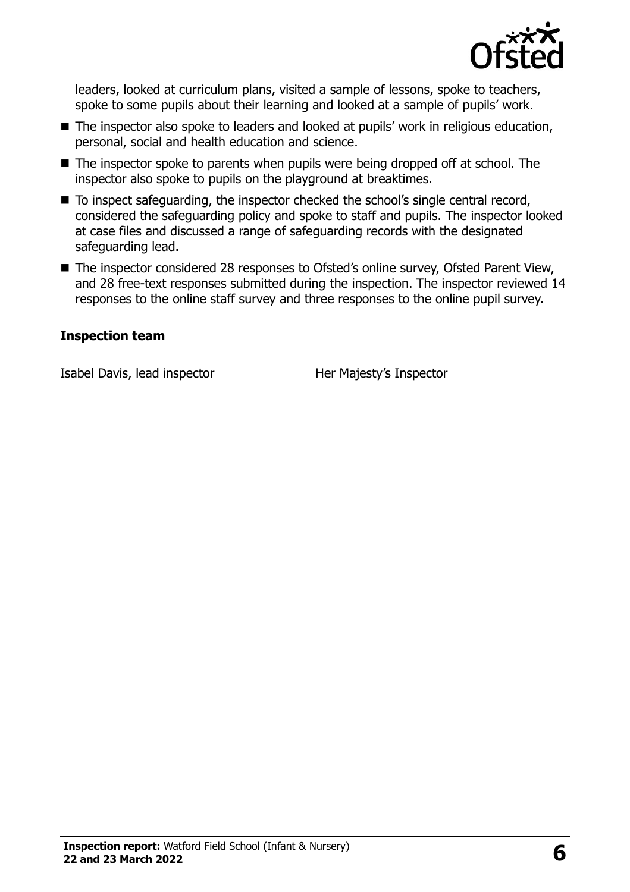leaders, looked at curriculum plans, visited a sample of lessons, spoke to teachers, spoke to some pupils about their learning and looked at a sample of pupils' work.

- The inspector also spoke to leaders and looked at pupils' work in religious education, personal, social and health education and science.
- The inspector spoke to parents when pupils were being dropped off at school. The inspector also spoke to pupils on the playground at breaktimes.
- To inspect safeguarding, the inspector checked the school's single central record, considered the safeguarding policy and spoke to staff and pupils. The inspector looked at case files and discussed a range of safeguarding records with the designated safeguarding lead.
- The inspector considered 28 responses to Ofsted's online survey, Ofsted Parent View, and 28 free-text responses submitted during the inspection. The inspector reviewed 14 responses to the online staff survey and three responses to the online pupil survey.

### Inspection team

| | |
|---|---|
| Isabel Davis, lead inspector | Her Majesty's Inspector |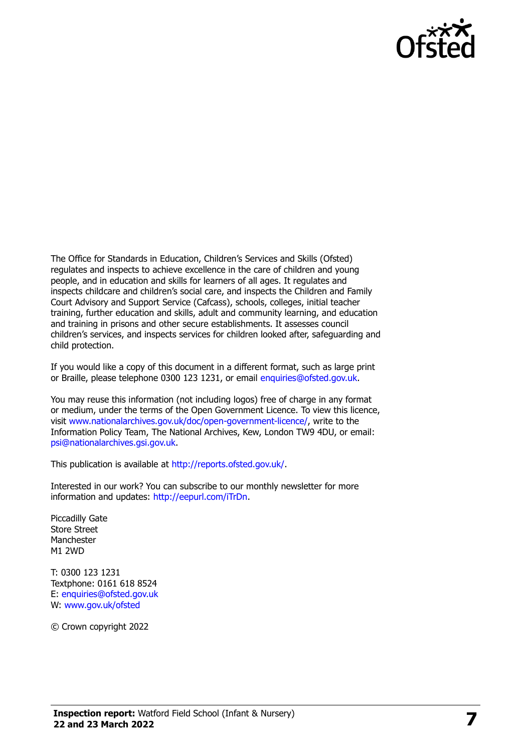The Office for Standards in Education, Children's Services and Skills (Ofsted) regulates and inspects to achieve excellence in the care of children and young people, and in education and skills for learners of all ages. It regulates and inspects childcare and children's social care, and inspects the Children and Family Court Advisory and Support Service (Cafcass), schools, colleges, initial teacher training, further education and skills, adult and community learning, and education and training in prisons and other secure establishments. It assesses council children's services, and inspects services for children looked after, safeguarding and child protection.

If you would like a copy of this document in a different format, such as large print or Braille, please telephone 0300 123 1231, or email enquiries@ofsted.gov.uk.

You may reuse this information (not including logos) free of charge in any format or medium, under the terms of the Open Government Licence. To view this licence, visit www.nationalarchives.gov.uk/doc/open-government-licence/, write to the Information Policy Team, The National Archives, Kew, London TW9 4DU, or email: psi@nationalarchives.gsi.gov.uk.

This publication is available at http://reports.ofsted.gov.uk/.

Interested in our work? You can subscribe to our monthly newsletter for more information and updates: http://eepurl.com/iTrDn.

Piccadilly Gate
Store Street
Manchester
M1 2WD

T: 0300 123 1231
Textphone: 0161 618 8524
E: enquiries@ofsted.gov.uk
W: www.gov.uk/ofsted

© Crown copyright 2022